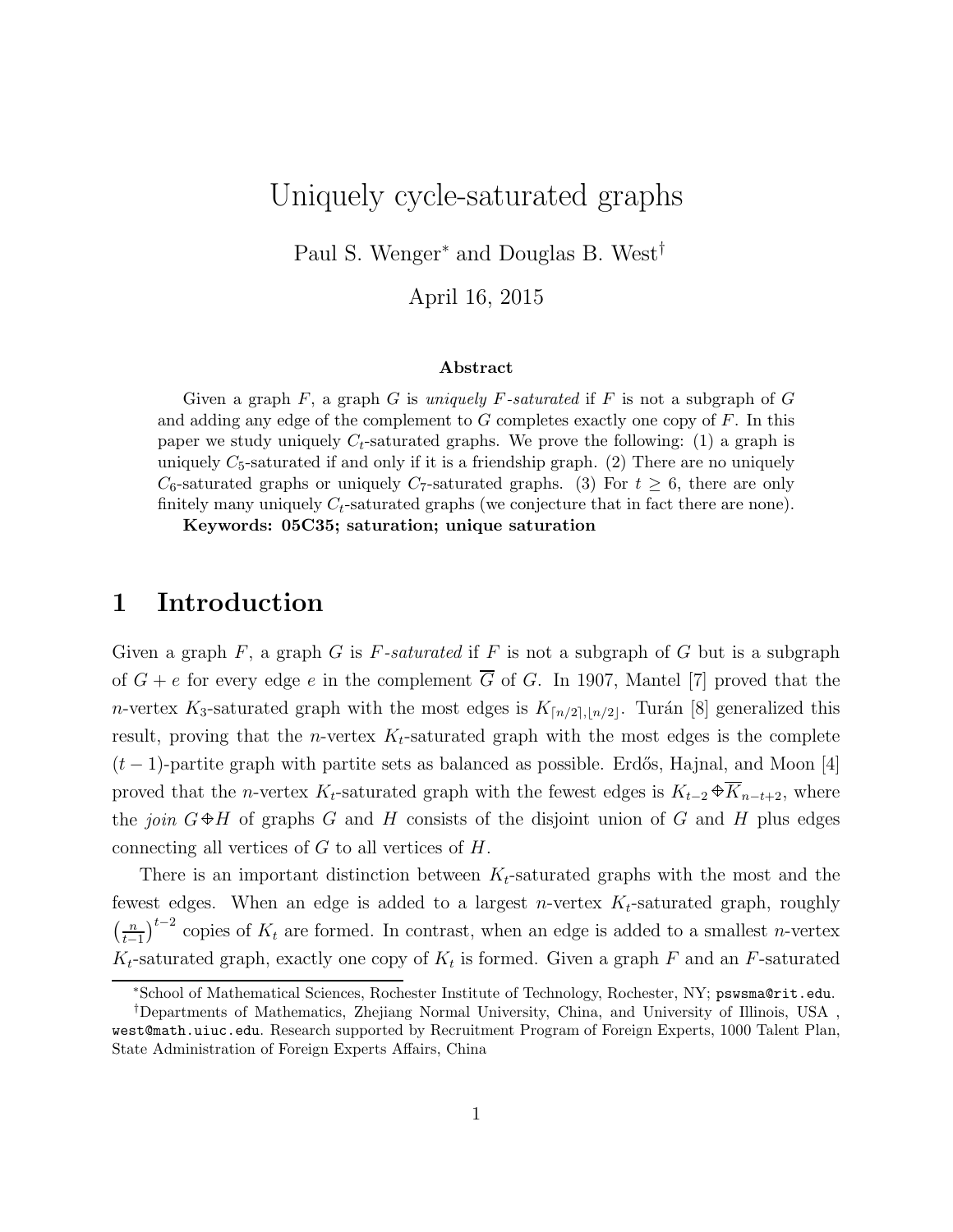# Uniquely cycle-saturated graphs

Paul S. Wenger* and Douglas B. West†

April 16, 2015

### Abstract

Given a graph $F$, a graph $G$ is *uniquely $F$-saturated* if $F$ is not a subgraph of $G$ and adding any edge of the complement to $G$ completes exactly one copy of $F$. In this paper we study uniquely $C_t$-saturated graphs. We prove the following: (1) a graph is uniquely $C_5$-saturated if and only if it is a friendship graph. (2) There are no uniquely $C_6$-saturated graphs or uniquely $C_7$-saturated graphs. (3) For $t \geq 6$, there are only finitely many uniquely $C_t$-saturated graphs (we conjecture that in fact there are none).

**Keywords: 05C35; saturation; unique saturation**

## 1 Introduction

Given a graph $F$, a graph $G$ is *$F$-saturated* if $F$ is not a subgraph of $G$ but is a subgraph of $G + e$ for every edge $e$ in the complement $\overline{G}$ of $G$. In 1907, Mantel [7] proved that the $n$-vertex $K_3$-saturated graph with the most edges is $K_{\lceil n/2 \rceil, \lfloor n/2 \rfloor}$. Turán [8] generalized this result, proving that the $n$-vertex $K_t$-saturated graph with the most edges is the complete $(t-1)$-partite graph with partite sets as balanced as possible. Erdős, Hajnal, and Moon [4] proved that the $n$-vertex $K_t$-saturated graph with the fewest edges is $K_{t-2} \oplus \overline{K}_{n-t+2}$, where the *join* $G \oplus H$ of graphs $G$ and $H$ consists of the disjoint union of $G$ and $H$ plus edges connecting all vertices of $G$ to all vertices of $H$.

There is an important distinction between $K_t$-saturated graphs with the most and the fewest edges. When an edge is added to a largest $n$-vertex $K_t$-saturated graph, roughly $\left(\frac{n}{t-1}\right)^{t-2}$ copies of $K_t$ are formed. In contrast, when an edge is added to a smallest $n$-vertex $K_t$-saturated graph, exactly one copy of $K_t$ is formed. Given a graph $F$ and an $F$-saturated

---

*School of Mathematical Sciences, Rochester Institute of Technology, Rochester, NY; pswsma@rit.edu.

†Departments of Mathematics, Zhejiang Normal University, China, and University of Illinois, USA , west@math.uiuc.edu. Research supported by Recruitment Program of Foreign Experts, 1000 Talent Plan, State Administration of Foreign Experts Affairs, China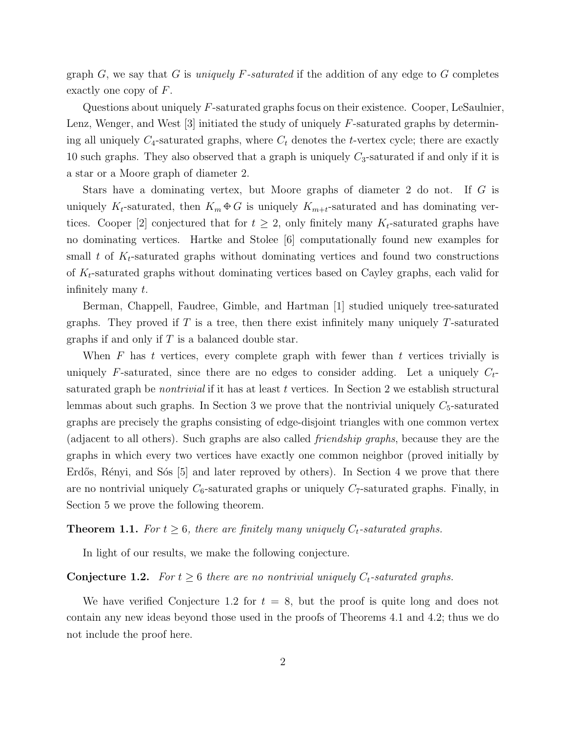graph $G$, we say that $G$ is *uniquely $F$-saturated* if the addition of any edge to $G$ completes exactly one copy of $F$.

Questions about uniquely $F$-saturated graphs focus on their existence. Cooper, LeSaulnier, Lenz, Wenger, and West [3] initiated the study of uniquely $F$-saturated graphs by determining all uniquely $C_4$-saturated graphs, where $C_t$ denotes the $t$-vertex cycle; there are exactly 10 such graphs. They also observed that a graph is uniquely $C_3$-saturated if and only if it is a star or a Moore graph of diameter 2.

Stars have a dominating vertex, but Moore graphs of diameter 2 do not. If $G$ is uniquely $K_t$-saturated, then $K_m \oplus G$ is uniquely $K_{m+t}$-saturated and has dominating vertices. Cooper [2] conjectured that for $t \geq 2$, only finitely many $K_t$-saturated graphs have no dominating vertices. Hartke and Stolee [6] computationally found new examples for small $t$ of $K_t$-saturated graphs without dominating vertices and found two constructions of $K_t$-saturated graphs without dominating vertices based on Cayley graphs, each valid for infinitely many $t$.

Berman, Chappell, Faudree, Gimble, and Hartman [1] studied uniquely tree-saturated graphs. They proved if $T$ is a tree, then there exist infinitely many uniquely $T$-saturated graphs if and only if $T$ is a balanced double star.

When $F$ has $t$ vertices, every complete graph with fewer than $t$ vertices trivially is uniquely $F$-saturated, since there are no edges to consider adding. Let a uniquely $C_t$-saturated graph be *nontrivial* if it has at least $t$ vertices. In Section 2 we establish structural lemmas about such graphs. In Section 3 we prove that the nontrivial uniquely $C_5$-saturated graphs are precisely the graphs consisting of edge-disjoint triangles with one common vertex (adjacent to all others). Such graphs are also called *friendship graphs*, because they are the graphs in which every two vertices have exactly one common neighbor (proved initially by Erdős, Rényi, and Sós [5] and later reproved by others). In Section 4 we prove that there are no nontrivial uniquely $C_6$-saturated graphs or uniquely $C_7$-saturated graphs. Finally, in Section 5 we prove the following theorem.

**Theorem 1.1.** *For $t \geq 6$, there are finitely many uniquely $C_t$-saturated graphs.*

In light of our results, we make the following conjecture.

**Conjecture 1.2.** *For $t \geq 6$ there are no nontrivial uniquely $C_t$-saturated graphs.*

We have verified Conjecture 1.2 for $t = 8$, but the proof is quite long and does not contain any new ideas beyond those used in the proofs of Theorems 4.1 and 4.2; thus we do not include the proof here.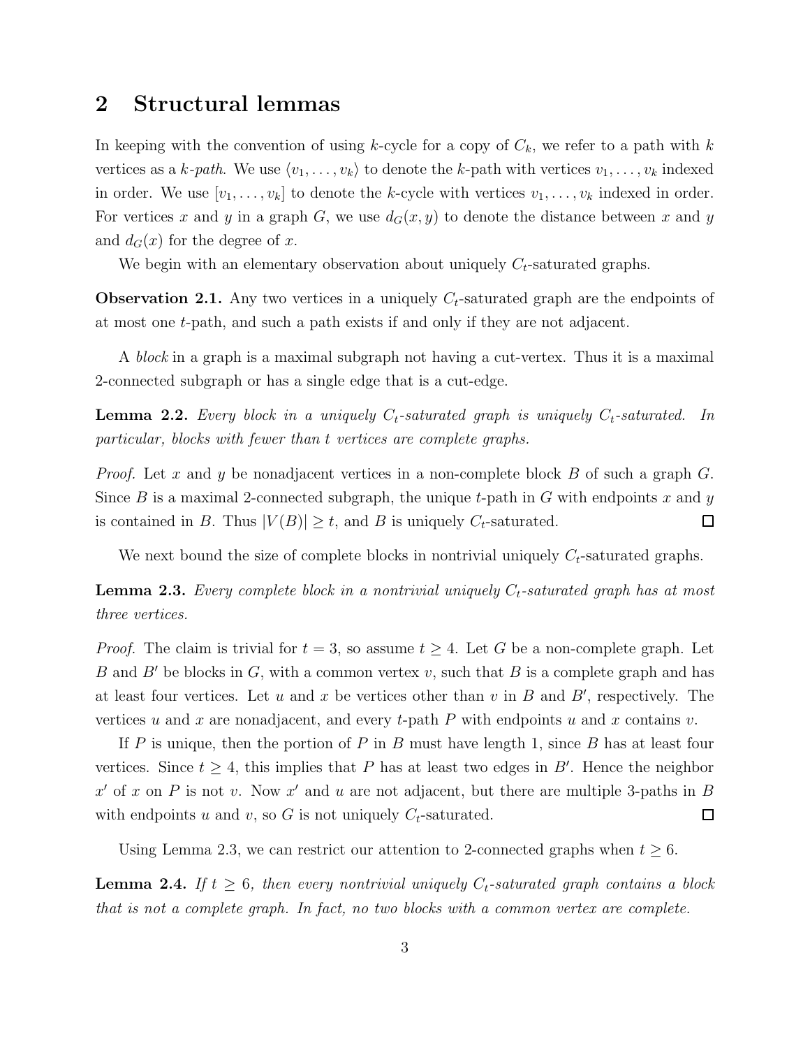## 2 Structural lemmas

In keeping with the convention of using $k$-cycle for a copy of $C_k$, we refer to a path with $k$ vertices as a *$k$-path*. We use $\langle v_1, \ldots, v_k \rangle$ to denote the $k$-path with vertices $v_1, \ldots, v_k$ indexed in order. We use $[v_1, \ldots, v_k]$ to denote the $k$-cycle with vertices $v_1, \ldots, v_k$ indexed in order. For vertices $x$ and $y$ in a graph $G$, we use $d_G(x, y)$ to denote the distance between $x$ and $y$ and $d_G(x)$ for the degree of $x$.

We begin with an elementary observation about uniquely $C_t$-saturated graphs.

**Observation 2.1.** Any two vertices in a uniquely $C_t$-saturated graph are the endpoints of at most one $t$-path, and such a path exists if and only if they are not adjacent.

A *block* in a graph is a maximal subgraph not having a cut-vertex. Thus it is a maximal 2-connected subgraph or has a single edge that is a cut-edge.

**Lemma 2.2.** *Every block in a uniquely $C_t$-saturated graph is uniquely $C_t$-saturated. In particular, blocks with fewer than $t$ vertices are complete graphs.*

*Proof.* Let $x$ and $y$ be nonadjacent vertices in a non-complete block $B$ of such a graph $G$. Since $B$ is a maximal 2-connected subgraph, the unique $t$-path in $G$ with endpoints $x$ and $y$ is contained in $B$. Thus $|V(B)| \geq t$, and $B$ is uniquely $C_t$-saturated. $\square$

We next bound the size of complete blocks in nontrivial uniquely $C_t$-saturated graphs.

**Lemma 2.3.** *Every complete block in a nontrivial uniquely $C_t$-saturated graph has at most three vertices.*

*Proof.* The claim is trivial for $t = 3$, so assume $t \geq 4$. Let $G$ be a non-complete graph. Let $B$ and $B'$ be blocks in $G$, with a common vertex $v$, such that $B$ is a complete graph and has at least four vertices. Let $u$ and $x$ be vertices other than $v$ in $B$ and $B'$, respectively. The vertices $u$ and $x$ are nonadjacent, and every $t$-path $P$ with endpoints $u$ and $x$ contains $v$.

If $P$ is unique, then the portion of $P$ in $B$ must have length 1, since $B$ has at least four vertices. Since $t \geq 4$, this implies that $P$ has at least two edges in $B'$. Hence the neighbor $x'$ of $x$ on $P$ is not $v$. Now $x'$ and $u$ are not adjacent, but there are multiple 3-paths in $B$ with endpoints $u$ and $v$, so $G$ is not uniquely $C_t$-saturated. $\square$

Using Lemma 2.3, we can restrict our attention to 2-connected graphs when $t \geq 6$.

**Lemma 2.4.** *If $t \geq 6$, then every nontrivial uniquely $C_t$-saturated graph contains a block that is not a complete graph. In fact, no two blocks with a common vertex are complete.*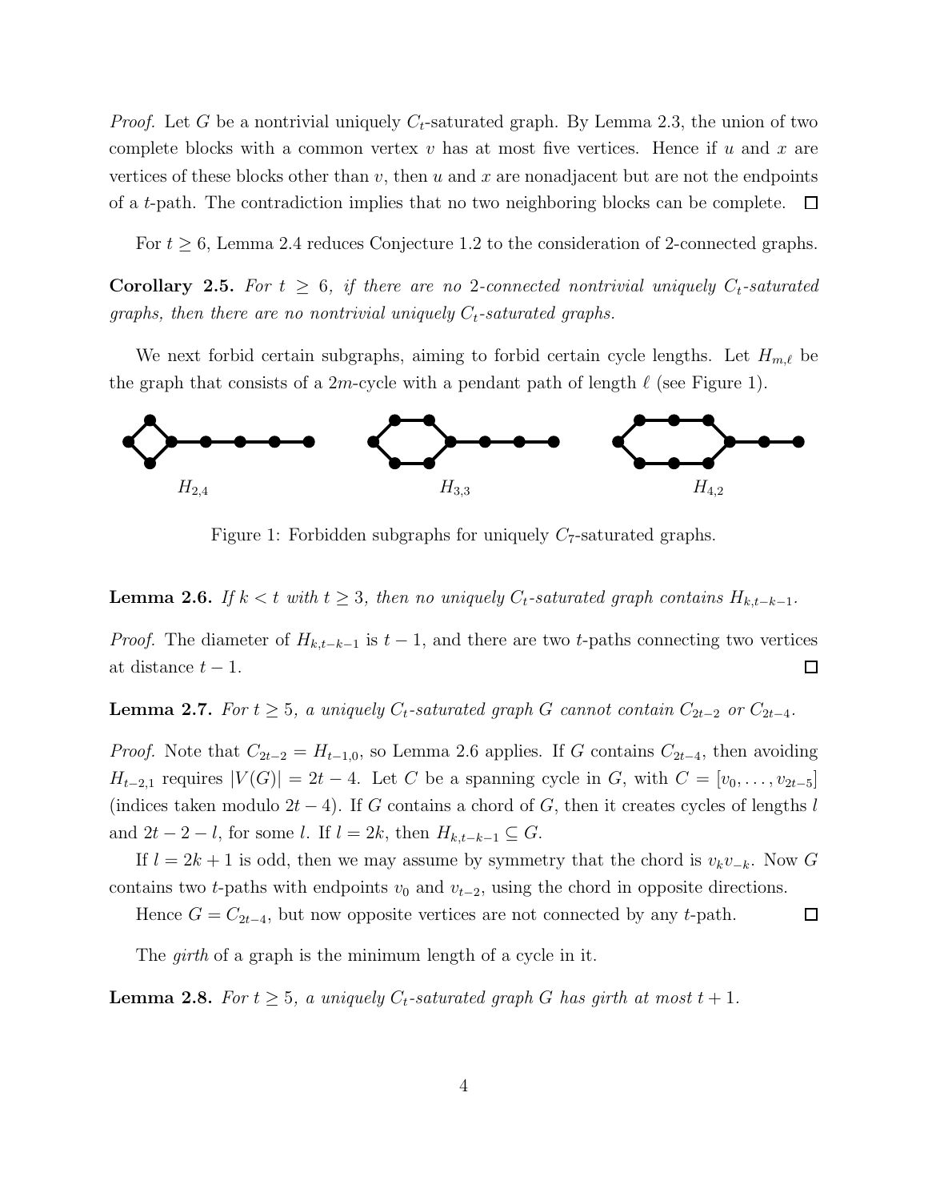*Proof.* Let $G$ be a nontrivial uniquely $C_t$-saturated graph. By Lemma 2.3, the union of two complete blocks with a common vertex $v$ has at most five vertices. Hence if $u$ and $x$ are vertices of these blocks other than $v$, then $u$ and $x$ are nonadjacent but are not the endpoints of a $t$-path. The contradiction implies that no two neighboring blocks can be complete. □

For $t \geq 6$, Lemma 2.4 reduces Conjecture 1.2 to the consideration of 2-connected graphs.

**Corollary 2.5.** *For $t \geq 6$, if there are no 2-connected nontrivial uniquely $C_t$-saturated graphs, then there are no nontrivial uniquely $C_t$-saturated graphs.*

We next forbid certain subgraphs, aiming to forbid certain cycle lengths. Let $H_{m,\ell}$ be the graph that consists of a $2m$-cycle with a pendant path of length $\ell$ (see Figure 1).

$H_{2,4}$ $H_{3,3}$ $H_{4,2}$

Figure 1: Forbidden subgraphs for uniquely $C_7$-saturated graphs.

**Lemma 2.6.** *If $k < t$ with $t \geq 3$, then no uniquely $C_t$-saturated graph contains $H_{k,t-k-1}$.*

*Proof.* The diameter of $H_{k,t-k-1}$ is $t-1$, and there are two $t$-paths connecting two vertices at distance $t-1$. □

**Lemma 2.7.** *For $t \geq 5$, a uniquely $C_t$-saturated graph $G$ cannot contain $C_{2t-2}$ or $C_{2t-4}$.*

*Proof.* Note that $C_{2t-2} = H_{t-1,0}$, so Lemma 2.6 applies. If $G$ contains $C_{2t-4}$, then avoiding $H_{t-2,1}$ requires $|V(G)| = 2t-4$. Let $C$ be a spanning cycle in $G$, with $C = [v_0, \ldots, v_{2t-5}]$ (indices taken modulo $2t-4$). If $G$ contains a chord of $G$, then it creates cycles of lengths $l$ and $2t-2-l$, for some $l$. If $l = 2k$, then $H_{k,t-k-1} \subseteq G$.

If $l = 2k+1$ is odd, then we may assume by symmetry that the chord is $v_k v_{-k}$. Now $G$ contains two $t$-paths with endpoints $v_0$ and $v_{t-2}$, using the chord in opposite directions.

Hence $G = C_{2t-4}$, but now opposite vertices are not connected by any $t$-path. □

The *girth* of a graph is the minimum length of a cycle in it.

**Lemma 2.8.** *For $t \geq 5$, a uniquely $C_t$-saturated graph $G$ has girth at most $t+1$.*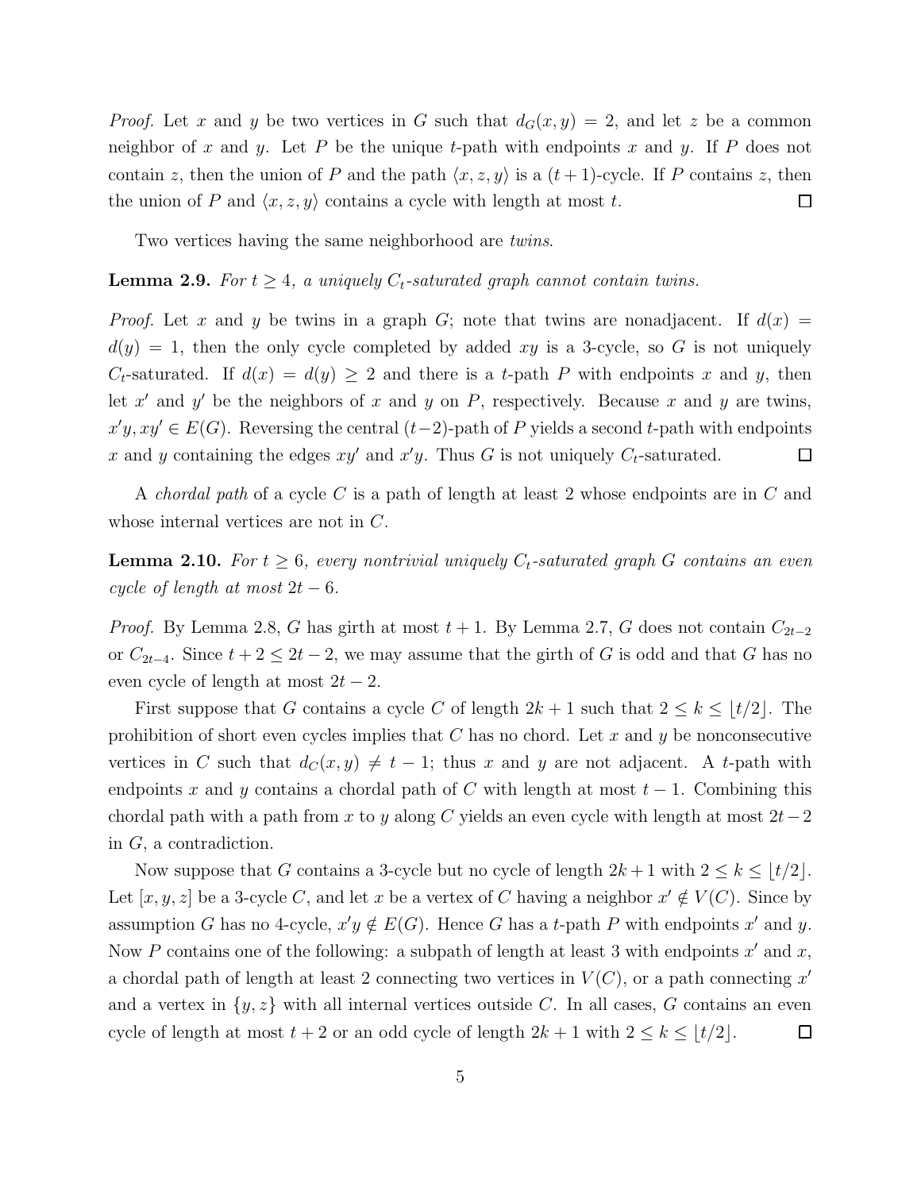*Proof.* Let $x$ and $y$ be two vertices in $G$ such that $d_G(x, y) = 2$, and let $z$ be a common neighbor of $x$ and $y$. Let $P$ be the unique $t$-path with endpoints $x$ and $y$. If $P$ does not contain $z$, then the union of $P$ and the path $\langle x, z, y\rangle$ is a $(t + 1)$-cycle. If $P$ contains $z$, then the union of $P$ and $\langle x, z, y\rangle$ contains a cycle with length at most $t$. □

Two vertices having the same neighborhood are *twins*.

**Lemma 2.9.** *For $t \geq 4$, a uniquely $C_t$-saturated graph cannot contain twins.*

*Proof.* Let $x$ and $y$ be twins in a graph $G$; note that twins are nonadjacent. If $d(x) = d(y) = 1$, then the only cycle completed by added $xy$ is a 3-cycle, so $G$ is not uniquely $C_t$-saturated. If $d(x) = d(y) \geq 2$ and there is a $t$-path $P$ with endpoints $x$ and $y$, then let $x'$ and $y'$ be the neighbors of $x$ and $y$ on $P$, respectively. Because $x$ and $y$ are twins, $x'y, xy' \in E(G)$. Reversing the central $(t-2)$-path of $P$ yields a second $t$-path with endpoints $x$ and $y$ containing the edges $xy'$ and $x'y$. Thus $G$ is not uniquely $C_t$-saturated. □

A *chordal path* of a cycle $C$ is a path of length at least 2 whose endpoints are in $C$ and whose internal vertices are not in $C$.

**Lemma 2.10.** *For $t \geq 6$, every nontrivial uniquely $C_t$-saturated graph $G$ contains an even cycle of length at most $2t - 6$.*

*Proof.* By Lemma 2.8, $G$ has girth at most $t + 1$. By Lemma 2.7, $G$ does not contain $C_{2t-2}$ or $C_{2t-4}$. Since $t + 2 \leq 2t - 2$, we may assume that the girth of $G$ is odd and that $G$ has no even cycle of length at most $2t - 2$.

First suppose that $G$ contains a cycle $C$ of length $2k + 1$ such that $2 \leq k \leq \lfloor t/2\rfloor$. The prohibition of short even cycles implies that $C$ has no chord. Let $x$ and $y$ be nonconsecutive vertices in $C$ such that $d_C(x, y) \neq t - 1$; thus $x$ and $y$ are not adjacent. A $t$-path with endpoints $x$ and $y$ contains a chordal path of $C$ with length at most $t - 1$. Combining this chordal path with a path from $x$ to $y$ along $C$ yields an even cycle with length at most $2t - 2$ in $G$, a contradiction.

Now suppose that $G$ contains a 3-cycle but no cycle of length $2k + 1$ with $2 \leq k \leq \lfloor t/2\rfloor$. Let $[x, y, z]$ be a 3-cycle $C$, and let $x$ be a vertex of $C$ having a neighbor $x' \notin V(C)$. Since by assumption $G$ has no 4-cycle, $x'y \notin E(G)$. Hence $G$ has a $t$-path $P$ with endpoints $x'$ and $y$. Now $P$ contains one of the following: a subpath of length at least 3 with endpoints $x'$ and $x$, a chordal path of length at least 2 connecting two vertices in $V(C)$, or a path connecting $x'$ and a vertex in $\{y, z\}$ with all internal vertices outside $C$. In all cases, $G$ contains an even cycle of length at most $t + 2$ or an odd cycle of length $2k + 1$ with $2 \leq k \leq \lfloor t/2\rfloor$. □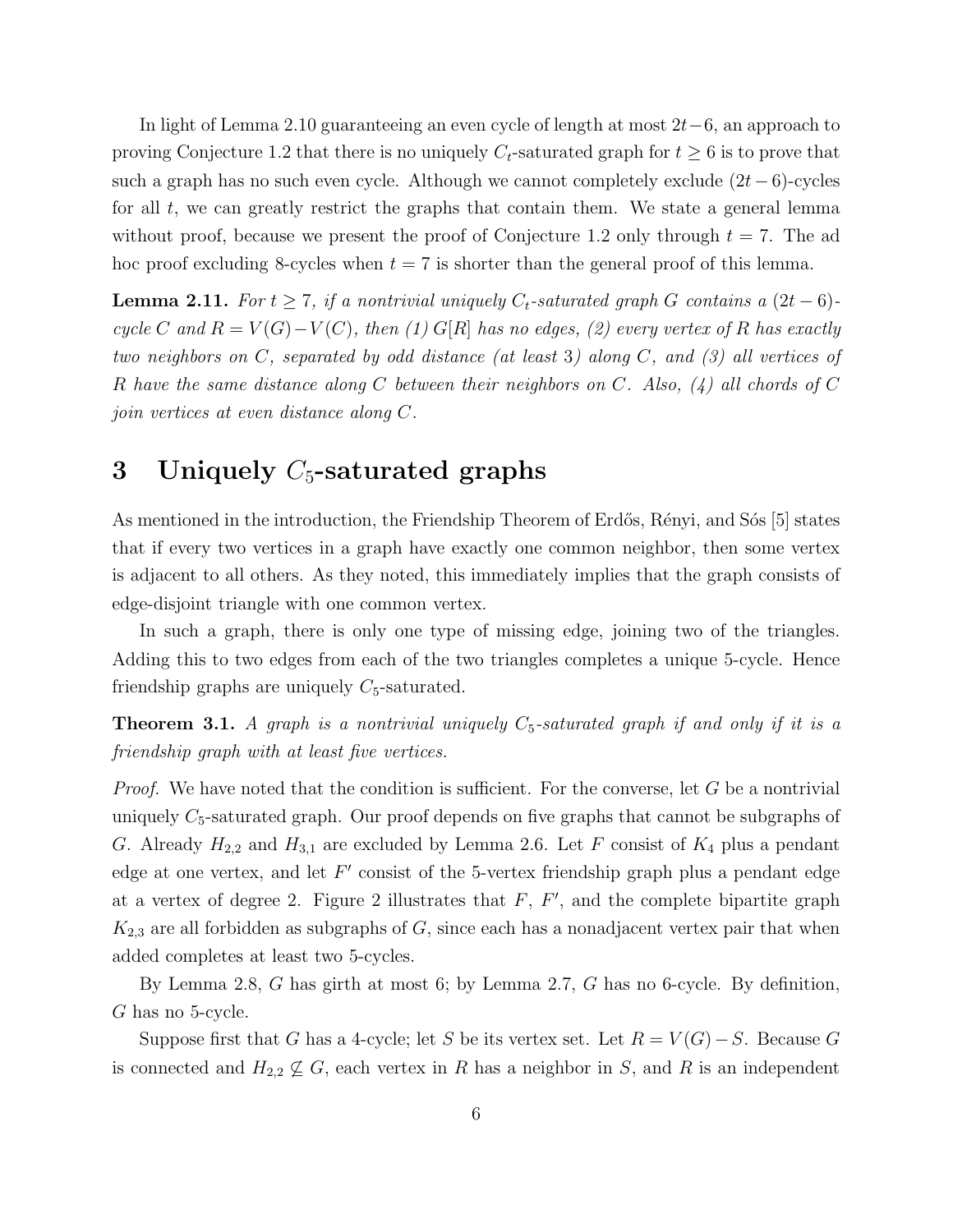In light of Lemma 2.10 guaranteeing an even cycle of length at most $2t-6$, an approach to proving Conjecture 1.2 that there is no uniquely $C_t$-saturated graph for $t \geq 6$ is to prove that such a graph has no such even cycle. Although we cannot completely exclude $(2t-6)$-cycles for all $t$, we can greatly restrict the graphs that contain them. We state a general lemma without proof, because we present the proof of Conjecture 1.2 only through $t = 7$. The ad hoc proof excluding 8-cycles when $t = 7$ is shorter than the general proof of this lemma.

**Lemma 2.11.** *For $t \geq 7$, if a nontrivial uniquely $C_t$-saturated graph $G$ contains a $(2t-6)$-cycle $C$ and $R = V(G) - V(C)$, then (1) $G[R]$ has no edges, (2) every vertex of $R$ has exactly two neighbors on $C$, separated by odd distance (at least 3) along $C$, and (3) all vertices of $R$ have the same distance along $C$ between their neighbors on $C$. Also, (4) all chords of $C$ join vertices at even distance along $C$.*

# 3 Uniquely $C_5$-saturated graphs

As mentioned in the introduction, the Friendship Theorem of Erdős, Rényi, and Sós [5] states that if every two vertices in a graph have exactly one common neighbor, then some vertex is adjacent to all others. As they noted, this immediately implies that the graph consists of edge-disjoint triangle with one common vertex.

In such a graph, there is only one type of missing edge, joining two of the triangles. Adding this to two edges from each of the two triangles completes a unique 5-cycle. Hence friendship graphs are uniquely $C_5$-saturated.

**Theorem 3.1.** *A graph is a nontrivial uniquely $C_5$-saturated graph if and only if it is a friendship graph with at least five vertices.*

*Proof.* We have noted that the condition is sufficient. For the converse, let $G$ be a nontrivial uniquely $C_5$-saturated graph. Our proof depends on five graphs that cannot be subgraphs of $G$. Already $H_{2,2}$ and $H_{3,1}$ are excluded by Lemma 2.6. Let $F$ consist of $K_4$ plus a pendant edge at one vertex, and let $F'$ consist of the 5-vertex friendship graph plus a pendant edge at a vertex of degree 2. Figure 2 illustrates that $F$, $F'$, and the complete bipartite graph $K_{2,3}$ are all forbidden as subgraphs of $G$, since each has a nonadjacent vertex pair that when added completes at least two 5-cycles.

By Lemma 2.8, $G$ has girth at most 6; by Lemma 2.7, $G$ has no 6-cycle. By definition, $G$ has no 5-cycle.

Suppose first that $G$ has a 4-cycle; let $S$ be its vertex set. Let $R = V(G) - S$. Because $G$ is connected and $H_{2,2} \not\subseteq G$, each vertex in $R$ has a neighbor in $S$, and $R$ is an independent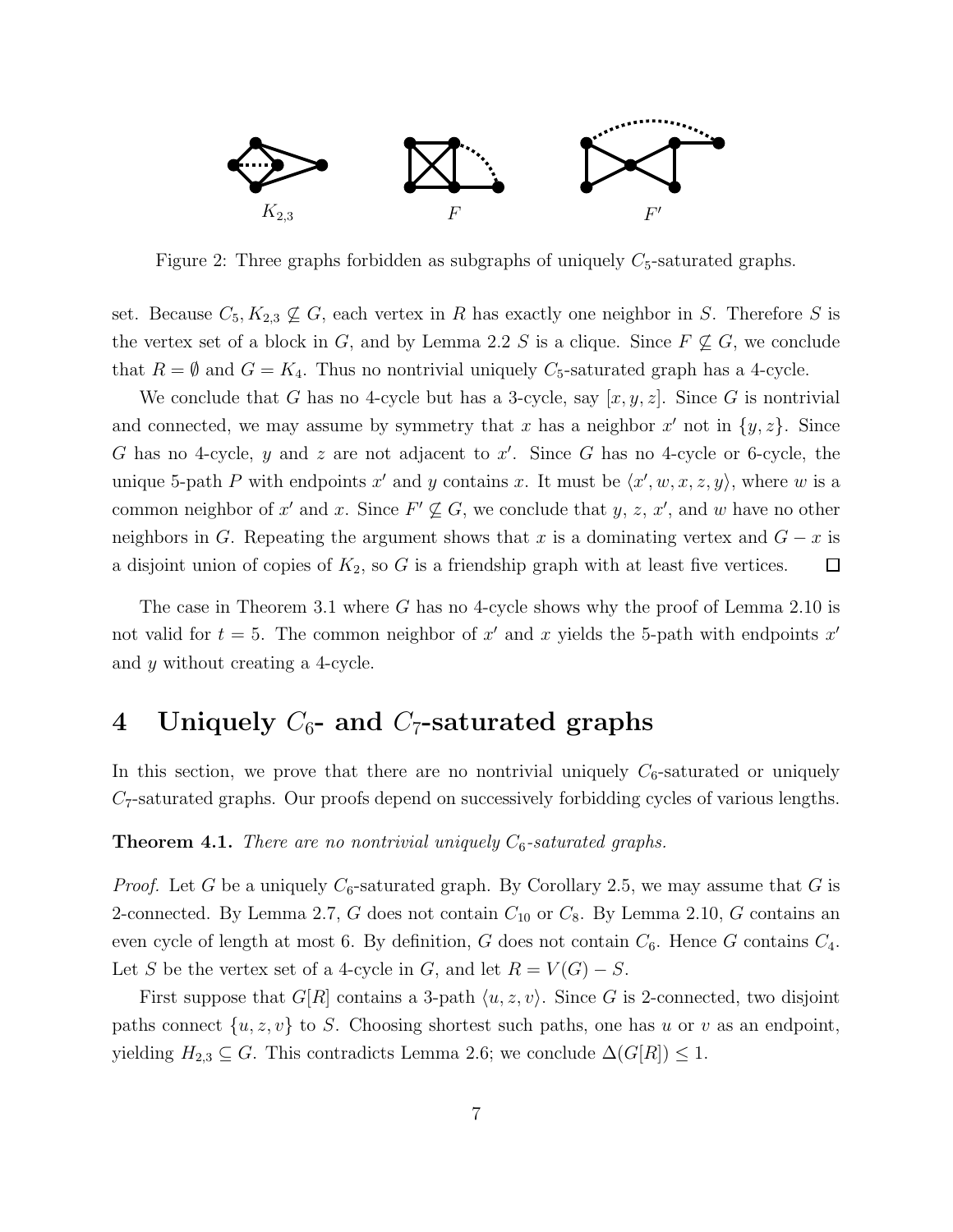Figure 2: Three graphs forbidden as subgraphs of uniquely $C_5$-saturated graphs.

set. Because $C_5, K_{2,3} \not\subseteq G$, each vertex in $R$ has exactly one neighbor in $S$. Therefore $S$ is the vertex set of a block in $G$, and by Lemma 2.2 $S$ is a clique. Since $F \not\subseteq G$, we conclude that $R = \emptyset$ and $G = K_4$. Thus no nontrivial uniquely $C_5$-saturated graph has a 4-cycle.

We conclude that $G$ has no 4-cycle but has a 3-cycle, say $[x, y, z]$. Since $G$ is nontrivial and connected, we may assume by symmetry that $x$ has a neighbor $x'$ not in $\{y, z\}$. Since $G$ has no 4-cycle, $y$ and $z$ are not adjacent to $x'$. Since $G$ has no 4-cycle or 6-cycle, the unique 5-path $P$ with endpoints $x'$ and $y$ contains $x$. It must be $\langle x', w, x, z, y\rangle$, where $w$ is a common neighbor of $x'$ and $x$. Since $F' \not\subseteq G$, we conclude that $y$, $z$, $x'$, and $w$ have no other neighbors in $G$. Repeating the argument shows that $x$ is a dominating vertex and $G - x$ is a disjoint union of copies of $K_2$, so $G$ is a friendship graph with at least five vertices. $\square$

The case in Theorem 3.1 where $G$ has no 4-cycle shows why the proof of Lemma 2.10 is not valid for $t = 5$. The common neighbor of $x'$ and $x$ yields the 5-path with endpoints $x'$ and $y$ without creating a 4-cycle.

# 4 Uniquely $C_6$- and $C_7$-saturated graphs

In this section, we prove that there are no nontrivial uniquely $C_6$-saturated or uniquely $C_7$-saturated graphs. Our proofs depend on successively forbidding cycles of various lengths.

**Theorem 4.1.** *There are no nontrivial uniquely $C_6$-saturated graphs.*

*Proof.* Let $G$ be a uniquely $C_6$-saturated graph. By Corollary 2.5, we may assume that $G$ is 2-connected. By Lemma 2.7, $G$ does not contain $C_{10}$ or $C_8$. By Lemma 2.10, $G$ contains an even cycle of length at most 6. By definition, $G$ does not contain $C_6$. Hence $G$ contains $C_4$. Let $S$ be the vertex set of a 4-cycle in $G$, and let $R = V(G) - S$.

First suppose that $G[R]$ contains a 3-path $\langle u, z, v\rangle$. Since $G$ is 2-connected, two disjoint paths connect $\{u, z, v\}$ to $S$. Choosing shortest such paths, one has $u$ or $v$ as an endpoint, yielding $H_{2,3} \subseteq G$. This contradicts Lemma 2.6; we conclude $\Delta(G[R]) \leq 1$.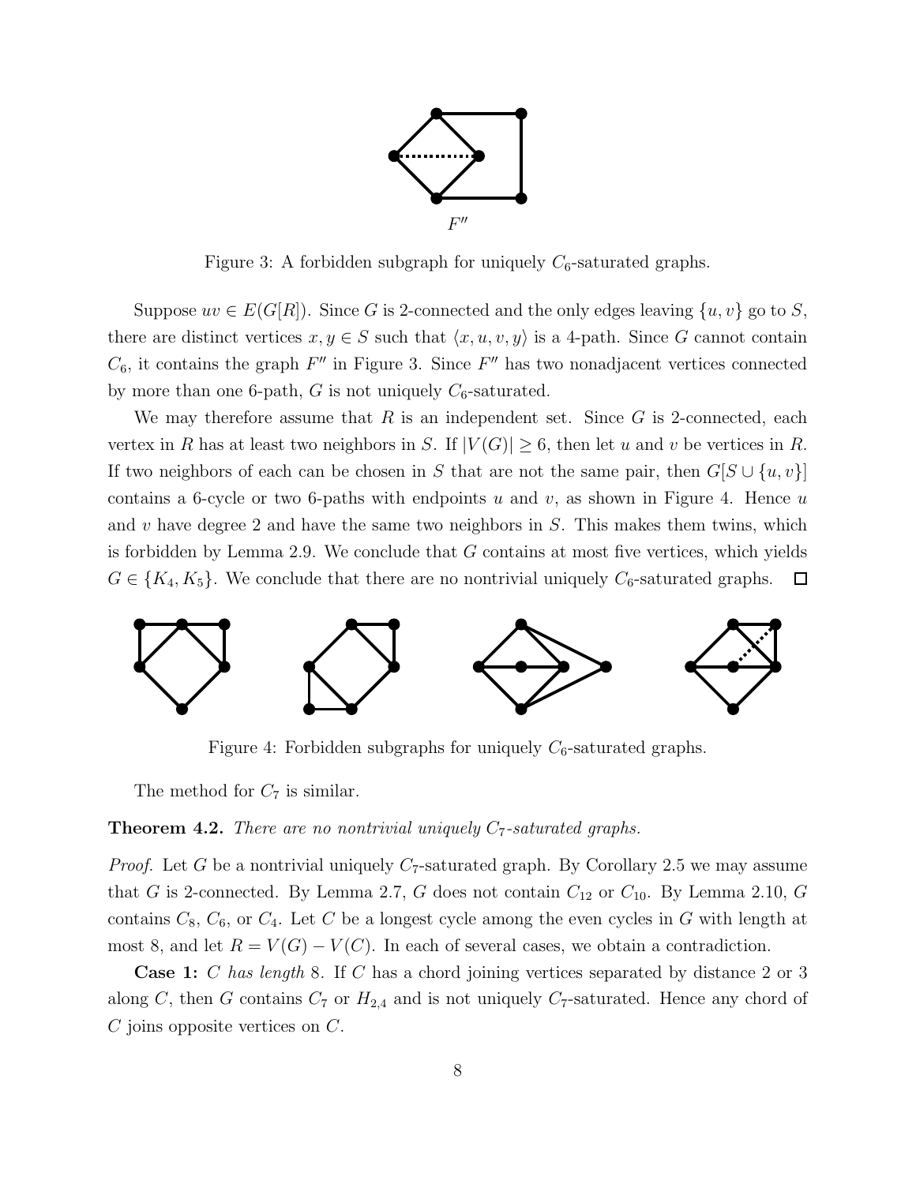$F''$

Figure 3: A forbidden subgraph for uniquely $C_6$-saturated graphs.

Suppose $uv \in E(G[R])$. Since $G$ is 2-connected and the only edges leaving $\{u, v\}$ go to $S$, there are distinct vertices $x, y \in S$ such that $\langle x, u, v, y \rangle$ is a 4-path. Since $G$ cannot contain $C_6$, it contains the graph $F''$ in Figure 3. Since $F''$ has two nonadjacent vertices connected by more than one 6-path, $G$ is not uniquely $C_6$-saturated.

We may therefore assume that $R$ is an independent set. Since $G$ is 2-connected, each vertex in $R$ has at least two neighbors in $S$. If $|V(G)| \geq 6$, then let $u$ and $v$ be vertices in $R$. If two neighbors of each can be chosen in $S$ that are not the same pair, then $G[S \cup \{u, v\}]$ contains a 6-cycle or two 6-paths with endpoints $u$ and $v$, as shown in Figure 4. Hence $u$ and $v$ have degree 2 and have the same two neighbors in $S$. This makes them twins, which is forbidden by Lemma 2.9. We conclude that $G$ contains at most five vertices, which yields $G \in \{K_4, K_5\}$. We conclude that there are no nontrivial uniquely $C_6$-saturated graphs. $\square$

Figure 4: Forbidden subgraphs for uniquely $C_6$-saturated graphs.

The method for $C_7$ is similar.

**Theorem 4.2.** *There are no nontrivial uniquely $C_7$-saturated graphs.*

*Proof.* Let $G$ be a nontrivial uniquely $C_7$-saturated graph. By Corollary 2.5 we may assume that $G$ is 2-connected. By Lemma 2.7, $G$ does not contain $C_{12}$ or $C_{10}$. By Lemma 2.10, $G$ contains $C_8$, $C_6$, or $C_4$. Let $C$ be a longest cycle among the even cycles in $G$ with length at most 8, and let $R = V(G) - V(C)$. In each of several cases, we obtain a contradiction.

**Case 1:** *$C$ has length* 8. If $C$ has a chord joining vertices separated by distance 2 or 3 along $C$, then $G$ contains $C_7$ or $H_{2,4}$ and is not uniquely $C_7$-saturated. Hence any chord of $C$ joins opposite vertices on $C$.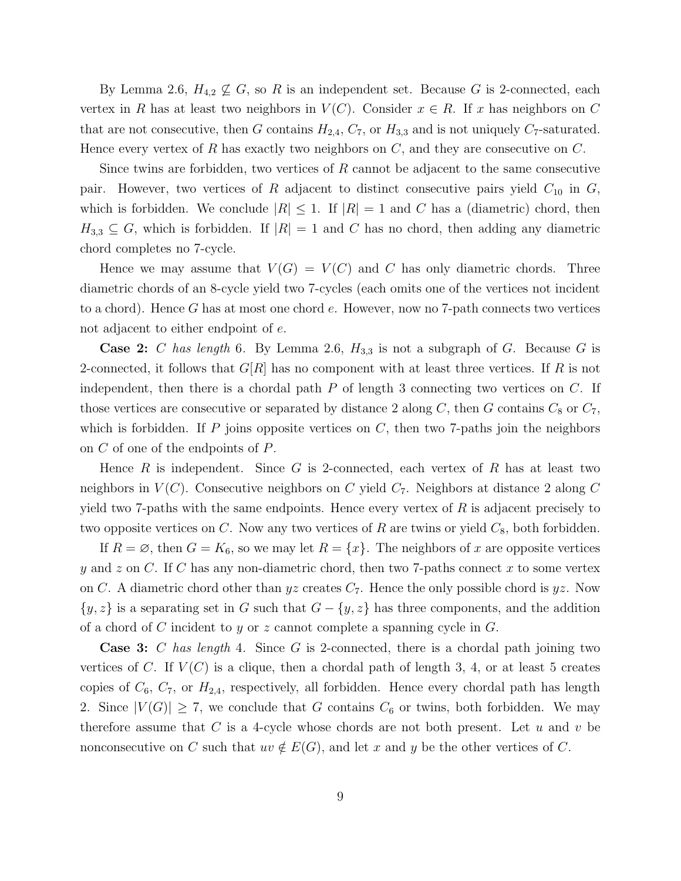By Lemma 2.6, $H_{4,2} \not\subseteq G$, so $R$ is an independent set. Because $G$ is 2-connected, each vertex in $R$ has at least two neighbors in $V(C)$. Consider $x \in R$. If $x$ has neighbors on $C$ that are not consecutive, then $G$ contains $H_{2,4}$, $C_7$, or $H_{3,3}$ and is not uniquely $C_7$-saturated. Hence every vertex of $R$ has exactly two neighbors on $C$, and they are consecutive on $C$.

Since twins are forbidden, two vertices of $R$ cannot be adjacent to the same consecutive pair. However, two vertices of $R$ adjacent to distinct consecutive pairs yield $C_{10}$ in $G$, which is forbidden. We conclude $|R| \leq 1$. If $|R| = 1$ and $C$ has a (diametric) chord, then $H_{3,3} \subseteq G$, which is forbidden. If $|R| = 1$ and $C$ has no chord, then adding any diametric chord completes no 7-cycle.

Hence we may assume that $V(G) = V(C)$ and $C$ has only diametric chords. Three diametric chords of an 8-cycle yield two 7-cycles (each omits one of the vertices not incident to a chord). Hence $G$ has at most one chord $e$. However, now no 7-path connects two vertices not adjacent to either endpoint of $e$.

**Case 2:** *$C$ has length* 6. By Lemma 2.6, $H_{3,3}$ is not a subgraph of $G$. Because $G$ is 2-connected, it follows that $G[R]$ has no component with at least three vertices. If $R$ is not independent, then there is a chordal path $P$ of length 3 connecting two vertices on $C$. If those vertices are consecutive or separated by distance 2 along $C$, then $G$ contains $C_8$ or $C_7$, which is forbidden. If $P$ joins opposite vertices on $C$, then two 7-paths join the neighbors on $C$ of one of the endpoints of $P$.

Hence $R$ is independent. Since $G$ is 2-connected, each vertex of $R$ has at least two neighbors in $V(C)$. Consecutive neighbors on $C$ yield $C_7$. Neighbors at distance 2 along $C$ yield two 7-paths with the same endpoints. Hence every vertex of $R$ is adjacent precisely to two opposite vertices on $C$. Now any two vertices of $R$ are twins or yield $C_8$, both forbidden.

If $R = \varnothing$, then $G = K_6$, so we may let $R = \{x\}$. The neighbors of $x$ are opposite vertices $y$ and $z$ on $C$. If $C$ has any non-diametric chord, then two 7-paths connect $x$ to some vertex on $C$. A diametric chord other than $yz$ creates $C_7$. Hence the only possible chord is $yz$. Now $\{y, z\}$ is a separating set in $G$ such that $G - \{y, z\}$ has three components, and the addition of a chord of $C$ incident to $y$ or $z$ cannot complete a spanning cycle in $G$.

**Case 3:** *$C$ has length* 4. Since $G$ is 2-connected, there is a chordal path joining two vertices of $C$. If $V(C)$ is a clique, then a chordal path of length 3, 4, or at least 5 creates copies of $C_6$, $C_7$, or $H_{2,4}$, respectively, all forbidden. Hence every chordal path has length 2. Since $|V(G)| \geq 7$, we conclude that $G$ contains $C_6$ or twins, both forbidden. We may therefore assume that $C$ is a 4-cycle whose chords are not both present. Let $u$ and $v$ be nonconsecutive on $C$ such that $uv \notin E(G)$, and let $x$ and $y$ be the other vertices of $C$.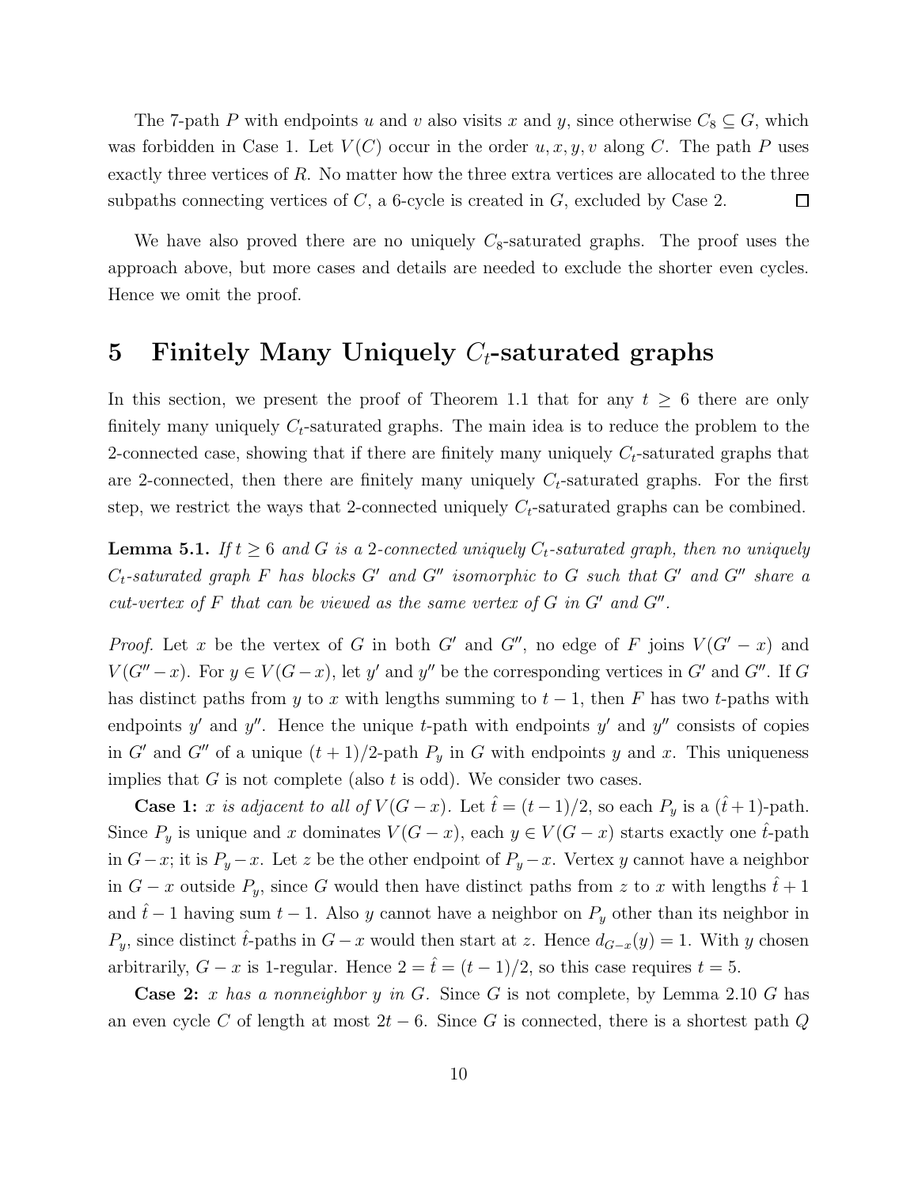The 7-path $P$ with endpoints $u$ and $v$ also visits $x$ and $y$, since otherwise $C_8 \subseteq G$, which was forbidden in Case 1. Let $V(C)$ occur in the order $u, x, y, v$ along $C$. The path $P$ uses exactly three vertices of $R$. No matter how the three extra vertices are allocated to the three subpaths connecting vertices of $C$, a 6-cycle is created in $G$, excluded by Case 2. □

We have also proved there are no uniquely $C_8$-saturated graphs. The proof uses the approach above, but more cases and details are needed to exclude the shorter even cycles. Hence we omit the proof.

# 5 Finitely Many Uniquely $C_t$-saturated graphs

In this section, we present the proof of Theorem 1.1 that for any $t \geq 6$ there are only finitely many uniquely $C_t$-saturated graphs. The main idea is to reduce the problem to the 2-connected case, showing that if there are finitely many uniquely $C_t$-saturated graphs that are 2-connected, then there are finitely many uniquely $C_t$-saturated graphs. For the first step, we restrict the ways that 2-connected uniquely $C_t$-saturated graphs can be combined.

**Lemma 5.1.** *If $t \geq 6$ and $G$ is a 2-connected uniquely $C_t$-saturated graph, then no uniquely $C_t$-saturated graph $F$ has blocks $G'$ and $G''$ isomorphic to $G$ such that $G'$ and $G''$ share a cut-vertex of $F$ that can be viewed as the same vertex of $G$ in $G'$ and $G''$.*

*Proof.* Let $x$ be the vertex of $G$ in both $G'$ and $G''$, no edge of $F$ joins $V(G' - x)$ and $V(G'' - x)$. For $y \in V(G - x)$, let $y'$ and $y''$ be the corresponding vertices in $G'$ and $G''$. If $G$ has distinct paths from $y$ to $x$ with lengths summing to $t - 1$, then $F$ has two $t$-paths with endpoints $y'$ and $y''$. Hence the unique $t$-path with endpoints $y'$ and $y''$ consists of copies in $G'$ and $G''$ of a unique $(t + 1)/2$-path $P_y$ in $G$ with endpoints $y$ and $x$. This uniqueness implies that $G$ is not complete (also $t$ is odd). We consider two cases.

**Case 1:** *$x$ is adjacent to all of $V(G - x)$.* Let $\hat{t} = (t - 1)/2$, so each $P_y$ is a $(\hat{t} + 1)$-path. Since $P_y$ is unique and $x$ dominates $V(G - x)$, each $y \in V(G - x)$ starts exactly one $\hat{t}$-path in $G - x$; it is $P_y - x$. Let $z$ be the other endpoint of $P_y - x$. Vertex $y$ cannot have a neighbor in $G - x$ outside $P_y$, since $G$ would then have distinct paths from $z$ to $x$ with lengths $\hat{t} + 1$ and $\hat{t} - 1$ having sum $t - 1$. Also $y$ cannot have a neighbor on $P_y$ other than its neighbor in $P_y$, since distinct $\hat{t}$-paths in $G - x$ would then start at $z$. Hence $d_{G-x}(y) = 1$. With $y$ chosen arbitrarily, $G - x$ is 1-regular. Hence $2 = \hat{t} = (t - 1)/2$, so this case requires $t = 5$.

**Case 2:** *$x$ has a nonneighbor $y$ in $G$.* Since $G$ is not complete, by Lemma 2.10 $G$ has an even cycle $C$ of length at most $2t - 6$. Since $G$ is connected, there is a shortest path $Q$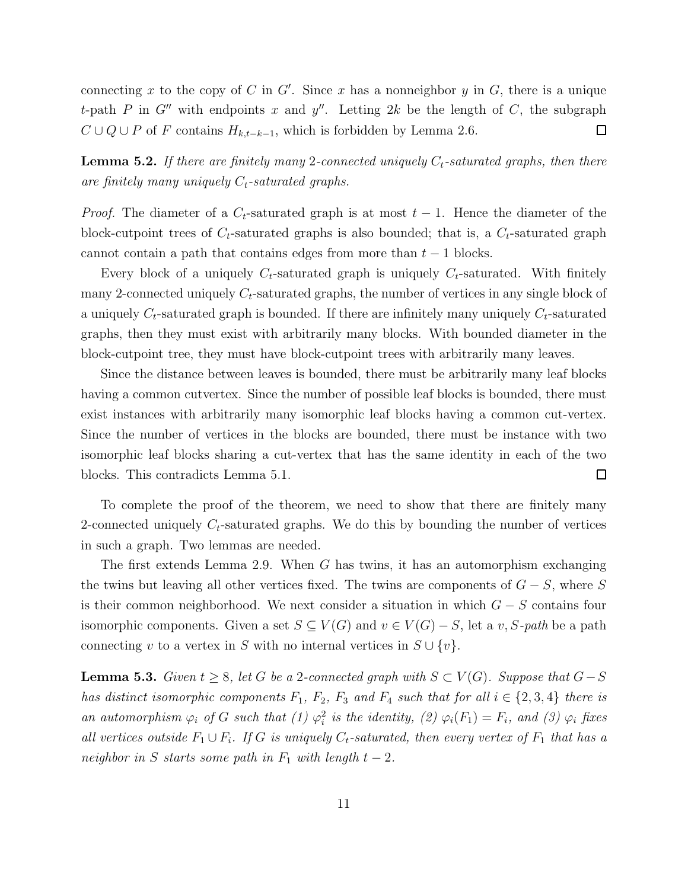connecting $x$ to the copy of $C$ in $G'$. Since $x$ has a nonneighbor $y$ in $G$, there is a unique $t$-path $P$ in $G''$ with endpoints $x$ and $y''$. Letting $2k$ be the length of $C$, the subgraph $C \cup Q \cup P$ of $F$ contains $H_{k,t-k-1}$, which is forbidden by Lemma 2.6. $\square$

**Lemma 5.2.** *If there are finitely many 2-connected uniquely $C_t$-saturated graphs, then there are finitely many uniquely $C_t$-saturated graphs.*

*Proof.* The diameter of a $C_t$-saturated graph is at most $t-1$. Hence the diameter of the block-cutpoint trees of $C_t$-saturated graphs is also bounded; that is, a $C_t$-saturated graph cannot contain a path that contains edges from more than $t-1$ blocks.

Every block of a uniquely $C_t$-saturated graph is uniquely $C_t$-saturated. With finitely many 2-connected uniquely $C_t$-saturated graphs, the number of vertices in any single block of a uniquely $C_t$-saturated graph is bounded. If there are infinitely many uniquely $C_t$-saturated graphs, then they must exist with arbitrarily many blocks. With bounded diameter in the block-cutpoint tree, they must have block-cutpoint trees with arbitrarily many leaves.

Since the distance between leaves is bounded, there must be arbitrarily many leaf blocks having a common cutvertex. Since the number of possible leaf blocks is bounded, there must exist instances with arbitrarily many isomorphic leaf blocks having a common cut-vertex. Since the number of vertices in the blocks are bounded, there must be instance with two isomorphic leaf blocks sharing a cut-vertex that has the same identity in each of the two blocks. This contradicts Lemma 5.1. $\square$

To complete the proof of the theorem, we need to show that there are finitely many 2-connected uniquely $C_t$-saturated graphs. We do this by bounding the number of vertices in such a graph. Two lemmas are needed.

The first extends Lemma 2.9. When $G$ has twins, it has an automorphism exchanging the twins but leaving all other vertices fixed. The twins are components of $G - S$, where $S$ is their common neighborhood. We next consider a situation in which $G - S$ contains four isomorphic components. Given a set $S \subseteq V(G)$ and $v \in V(G) - S$, let a *$v, S$-path* be a path connecting $v$ to a vertex in $S$ with no internal vertices in $S \cup \{v\}$.

**Lemma 5.3.** *Given $t \geq 8$, let $G$ be a 2-connected graph with $S \subset V(G)$. Suppose that $G - S$ has distinct isomorphic components $F_1$, $F_2$, $F_3$ and $F_4$ such that for all $i \in \{2, 3, 4\}$ there is an automorphism $\varphi_i$ of $G$ such that (1) $\varphi_i^2$ is the identity, (2) $\varphi_i(F_1) = F_i$, and (3) $\varphi_i$ fixes all vertices outside $F_1 \cup F_i$. If $G$ is uniquely $C_t$-saturated, then every vertex of $F_1$ that has a neighbor in $S$ starts some path in $F_1$ with length $t-2$.*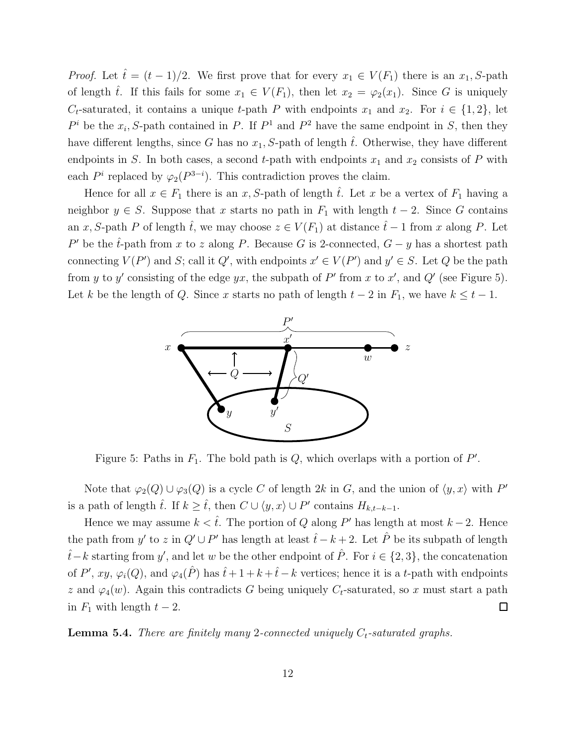*Proof.* Let $\hat{t} = (t-1)/2$. We first prove that for every $x_1 \in V(F_1)$ there is an $x_1, S$-path of length $\hat{t}$. If this fails for some $x_1 \in V(F_1)$, then let $x_2 = \varphi_2(x_1)$. Since $G$ is uniquely $C_t$-saturated, it contains a unique $t$-path $P$ with endpoints $x_1$ and $x_2$. For $i \in \{1, 2\}$, let $P^i$ be the $x_i, S$-path contained in $P$. If $P^1$ and $P^2$ have the same endpoint in $S$, then they have different lengths, since $G$ has no $x_1, S$-path of length $\hat{t}$. Otherwise, they have different endpoints in $S$. In both cases, a second $t$-path with endpoints $x_1$ and $x_2$ consists of $P$ with each $P^i$ replaced by $\varphi_2(P^{3-i})$. This contradiction proves the claim.

Hence for all $x \in F_1$ there is an $x, S$-path of length $\hat{t}$. Let $x$ be a vertex of $F_1$ having a neighbor $y \in S$. Suppose that $x$ starts no path in $F_1$ with length $t-2$. Since $G$ contains an $x, S$-path $P$ of length $\hat{t}$, we may choose $z \in V(F_1)$ at distance $\hat{t}-1$ from $x$ along $P$. Let $P'$ be the $\hat{t}$-path from $x$ to $z$ along $P$. Because $G$ is 2-connected, $G - y$ has a shortest path connecting $V(P')$ and $S$; call it $Q'$, with endpoints $x' \in V(P')$ and $y' \in S$. Let $Q$ be the path from $y$ to $y'$ consisting of the edge $yx$, the subpath of $P'$ from $x$ to $x'$, and $Q'$ (see Figure 5). Let $k$ be the length of $Q$. Since $x$ starts no path of length $t-2$ in $F_1$, we have $k \le t-1$.

Figure 5: Paths in $F_1$. The bold path is $Q$, which overlaps with a portion of $P'$.

Note that $\varphi_2(Q) \cup \varphi_3(Q)$ is a cycle $C$ of length $2k$ in $G$, and the union of $\langle y, x\rangle$ with $P'$ is a path of length $\hat{t}$. If $k \ge \hat{t}$, then $C \cup \langle y, x\rangle \cup P'$ contains $H_{k,t-k-1}$.

Hence we may assume $k < \hat{t}$. The portion of $Q$ along $P'$ has length at most $k-2$. Hence the path from $y'$ to $z$ in $Q' \cup P'$ has length at least $\hat{t} - k + 2$. Let $\hat{P}$ be its subpath of length $\hat{t} - k$ starting from $y'$, and let $w$ be the other endpoint of $\hat{P}$. For $i \in \{2, 3\}$, the concatenation of $P'$, $xy$, $\varphi_i(Q)$, and $\varphi_4(\hat{P})$ has $\hat{t} + 1 + k + \hat{t} - k$ vertices; hence it is a $t$-path with endpoints $z$ and $\varphi_4(w)$. Again this contradicts $G$ being uniquely $C_t$-saturated, so $x$ must start a path in $F_1$ with length $t-2$. $\square$

**Lemma 5.4.** *There are finitely many 2-connected uniquely $C_t$-saturated graphs.*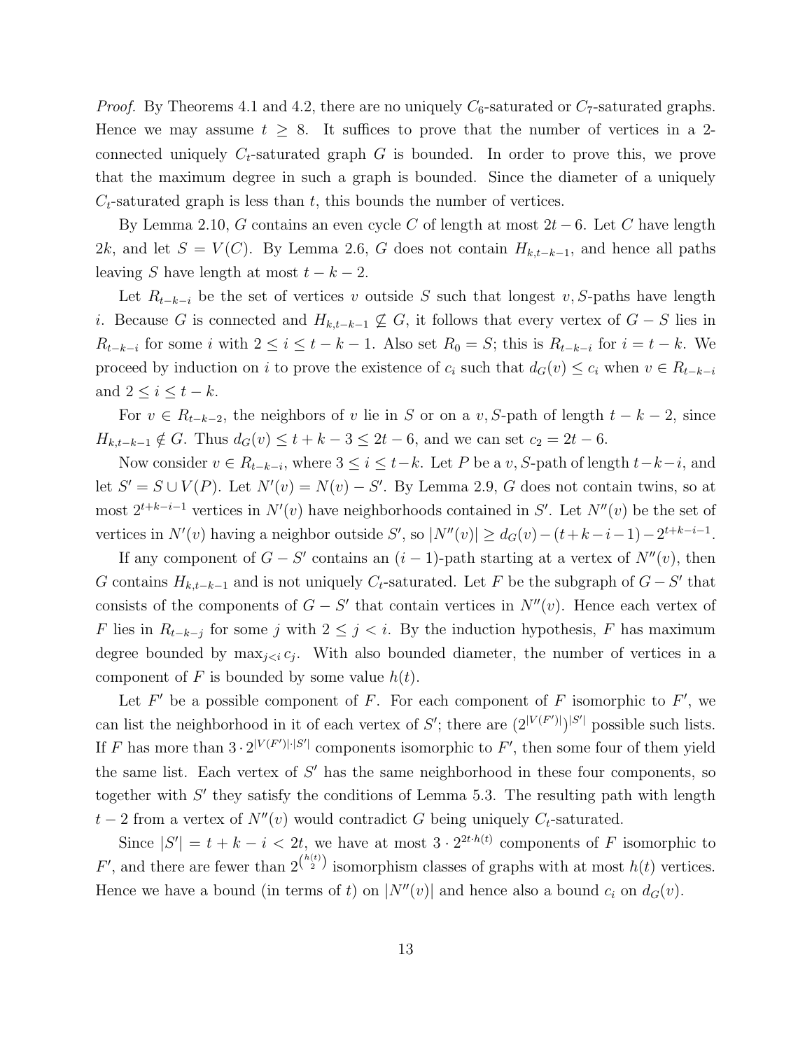*Proof.* By Theorems 4.1 and 4.2, there are no uniquely $C_6$-saturated or $C_7$-saturated graphs. Hence we may assume $t \geq 8$. It suffices to prove that the number of vertices in a 2-connected uniquely $C_t$-saturated graph $G$ is bounded. In order to prove this, we prove that the maximum degree in such a graph is bounded. Since the diameter of a uniquely $C_t$-saturated graph is less than $t$, this bounds the number of vertices.

By Lemma 2.10, $G$ contains an even cycle $C$ of length at most $2t-6$. Let $C$ have length $2k$, and let $S = V(C)$. By Lemma 2.6, $G$ does not contain $H_{k,t-k-1}$, and hence all paths leaving $S$ have length at most $t-k-2$.

Let $R_{t-k-i}$ be the set of vertices $v$ outside $S$ such that longest $v, S$-paths have length $i$. Because $G$ is connected and $H_{k,t-k-1} \not\subseteq G$, it follows that every vertex of $G - S$ lies in $R_{t-k-i}$ for some $i$ with $2 \leq i \leq t-k-1$. Also set $R_0 = S$; this is $R_{t-k-i}$ for $i = t-k$. We proceed by induction on $i$ to prove the existence of $c_i$ such that $d_G(v) \leq c_i$ when $v \in R_{t-k-i}$ and $2 \leq i \leq t-k$.

For $v \in R_{t-k-2}$, the neighbors of $v$ lie in $S$ or on a $v, S$-path of length $t-k-2$, since $H_{k,t-k-1} \notin G$. Thus $d_G(v) \leq t+k-3 \leq 2t-6$, and we can set $c_2 = 2t-6$.

Now consider $v \in R_{t-k-i}$, where $3 \leq i \leq t-k$. Let $P$ be a $v, S$-path of length $t-k-i$, and let $S' = S \cup V(P)$. Let $N'(v) = N(v) - S'$. By Lemma 2.9, $G$ does not contain twins, so at most $2^{t+k-i-1}$ vertices in $N'(v)$ have neighborhoods contained in $S'$. Let $N''(v)$ be the set of vertices in $N'(v)$ having a neighbor outside $S'$, so $|N''(v)| \geq d_G(v) - (t+k-i-1) - 2^{t+k-i-1}$.

If any component of $G - S'$ contains an $(i-1)$-path starting at a vertex of $N''(v)$, then $G$ contains $H_{k,t-k-1}$ and is not uniquely $C_t$-saturated. Let $F$ be the subgraph of $G - S'$ that consists of the components of $G - S'$ that contain vertices in $N''(v)$. Hence each vertex of $F$ lies in $R_{t-k-j}$ for some $j$ with $2 \leq j < i$. By the induction hypothesis, $F$ has maximum degree bounded by $\max_{j<i} c_j$. With also bounded diameter, the number of vertices in a component of $F$ is bounded by some value $h(t)$.

Let $F'$ be a possible component of $F$. For each component of $F$ isomorphic to $F'$, we can list the neighborhood in it of each vertex of $S'$; there are $(2^{|V(F')|})^{|S'|}$ possible such lists. If $F$ has more than $3 \cdot 2^{|V(F')| \cdot |S'|}$ components isomorphic to $F'$, then some four of them yield the same list. Each vertex of $S'$ has the same neighborhood in these four components, so together with $S'$ they satisfy the conditions of Lemma 5.3. The resulting path with length $t-2$ from a vertex of $N''(v)$ would contradict $G$ being uniquely $C_t$-saturated.

Since $|S'| = t+k-i < 2t$, we have at most $3 \cdot 2^{2t \cdot h(t)}$ components of $F$ isomorphic to $F'$, and there are fewer than $2^{\binom{h(t)}{2}}$ isomorphism classes of graphs with at most $h(t)$ vertices. Hence we have a bound (in terms of $t$) on $|N''(v)|$ and hence also a bound $c_i$ on $d_G(v)$.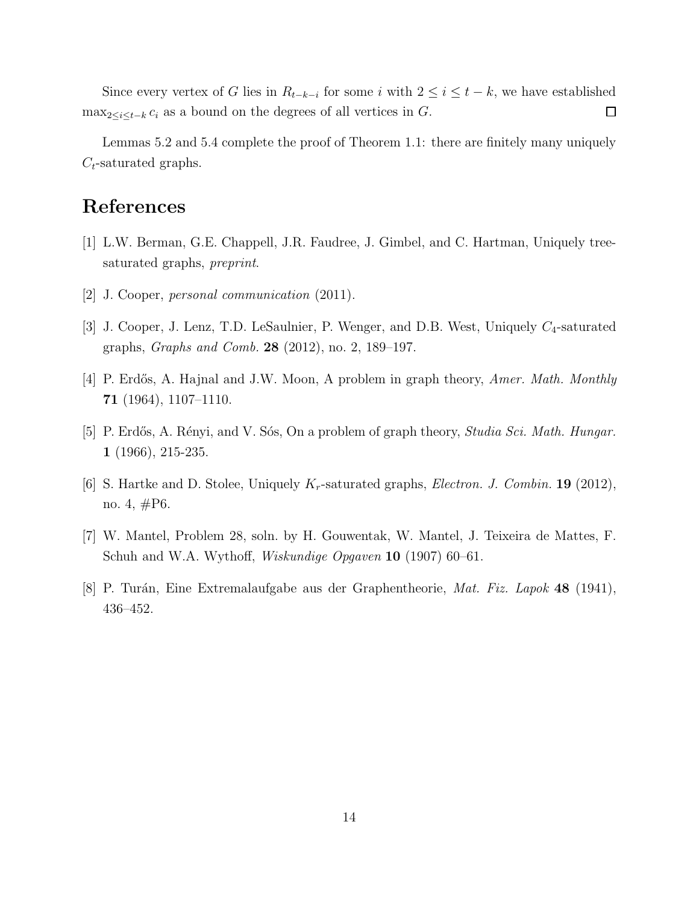Since every vertex of $G$ lies in $R_{t-k-i}$ for some $i$ with $2 \leq i \leq t-k$, we have established $\max_{2 \leq i \leq t-k} c_i$ as a bound on the degrees of all vertices in $G$. ☐

Lemmas 5.2 and 5.4 complete the proof of Theorem 1.1: there are finitely many uniquely $C_t$-saturated graphs.

## References

[1] L.W. Berman, G.E. Chappell, J.R. Faudree, J. Gimbel, and C. Hartman, Uniquely tree-saturated graphs, *preprint*.

[2] J. Cooper, *personal communication* (2011).

[3] J. Cooper, J. Lenz, T.D. LeSaulnier, P. Wenger, and D.B. West, Uniquely $C_4$-saturated graphs, *Graphs and Comb.* **28** (2012), no. 2, 189–197.

[4] P. Erdős, A. Hajnal and J.W. Moon, A problem in graph theory, *Amer. Math. Monthly* **71** (1964), 1107–1110.

[5] P. Erdős, A. Rényi, and V. Sós, On a problem of graph theory, *Studia Sci. Math. Hungar.* **1** (1966), 215-235.

[6] S. Hartke and D. Stolee, Uniquely $K_r$-saturated graphs, *Electron. J. Combin.* **19** (2012), no. 4, #P6.

[7] W. Mantel, Problem 28, soln. by H. Gouwentak, W. Mantel, J. Teixeira de Mattes, F. Schuh and W.A. Wythoff, *Wiskundige Opgaven* **10** (1907) 60–61.

[8] P. Turán, Eine Extremalaufgabe aus der Graphentheorie, *Mat. Fiz. Lapok* **48** (1941), 436–452.